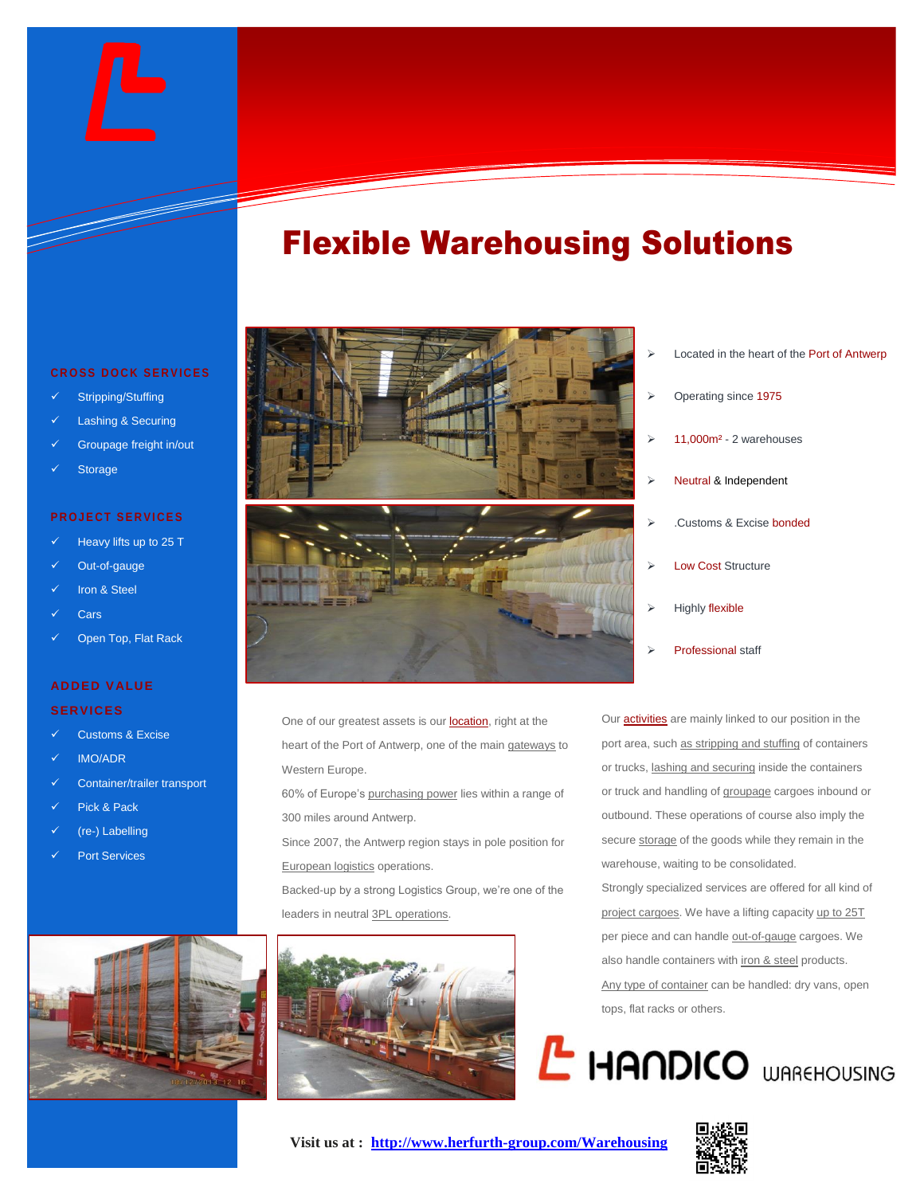# Flexible Warehousing Solutions

### CROSS DOCK SERVICES

- Stripping/Stuffing
- Lashing & Securing
- Groupage freight in/out
- Storage

### PROJECT SERVICES

- Heavy lifts up to 25 T
- Out-of-gauge
- Iron & Steel
- Cars
- Open Top, Flat Rack

### ADDED VALUE SERVICES

- Customs & Excise
- IMO/ADR
- Container/trailer transport
- Pick & Pack
- (re-) Labelling
- Port Services

- Located in the heart of the Port of Antwerp
- Operating since 1975
- 11,000m² - 2 warehouses
- Neutral & Independent
- .Customs & Excise bonded
- Low Cost Structure
- Highly flexible
- Professional staff

One of our greatest assets is our location, right at the heart of the Port of Antwerp, one of the main gateways to Western Europe.

60% of Europe's purchasing power lies within a range of 300 miles around Antwerp.

Since 2007, the Antwerp region stays in pole position for European logistics operations.

Backed-up by a strong Logistics Group, we're one of the leaders in neutral 3PL operations.

Our activities are mainly linked to our position in the port area, such as stripping and stuffing of containers or trucks, lashing and securing inside the containers or truck and handling of groupage cargoes inbound or outbound. These operations of course also imply the secure storage of the goods while they remain in the warehouse, waiting to be consolidated.

Strongly specialized services are offered for all kind of project cargoes. We have a lifting capacity up to 25T per piece and can handle out-of-gauge cargoes. We also handle containers with iron & steel products.

Any type of container can be handled: dry vans, open tops, flat racks or others.

HANDICO WAREHOUSING

**Visit us at : [http://www.herfurth-group.com/Warehousing](http://www.herfurth-group.com/Warehousing)**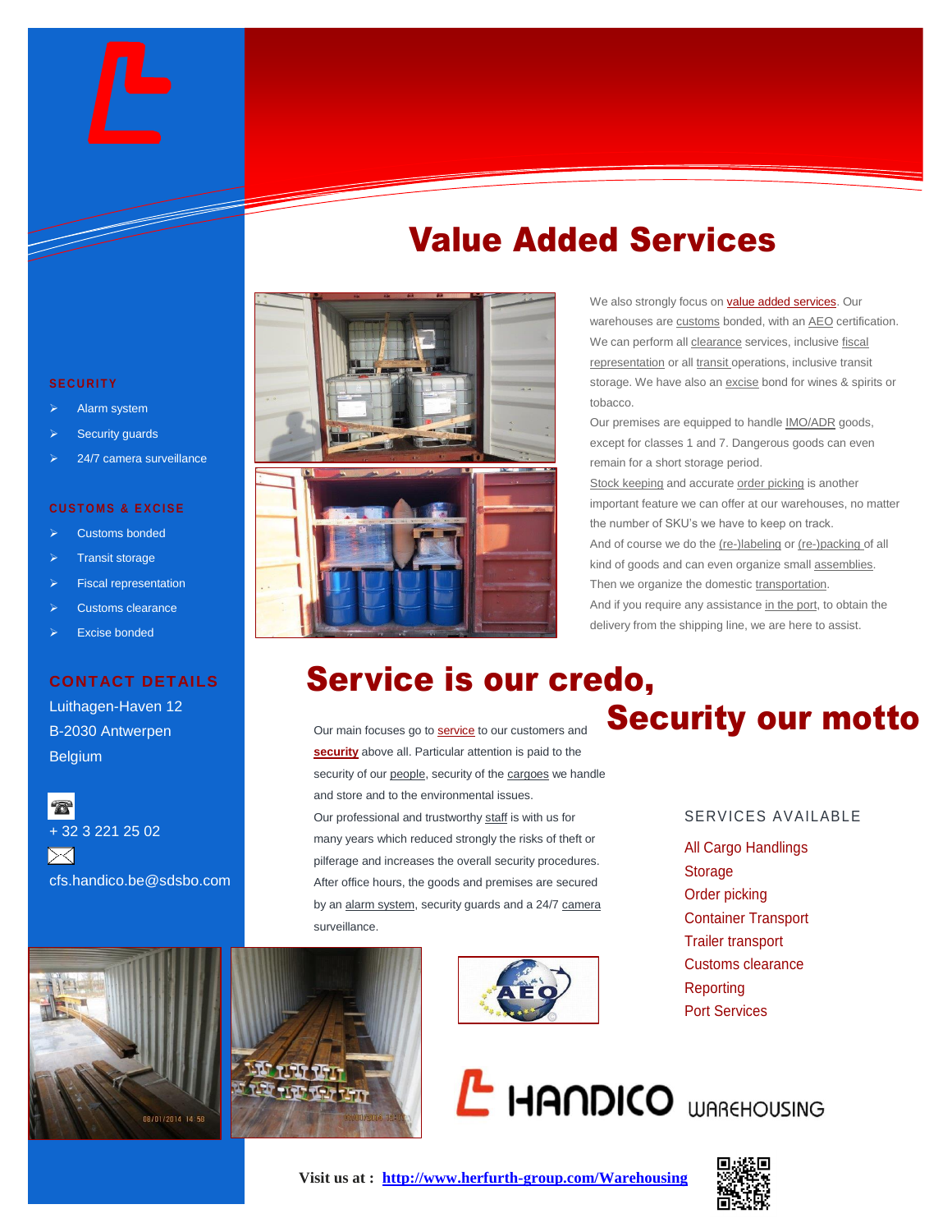# Value Added Services

We also strongly focus on value added services. Our warehouses are customs bonded, with an AEO certification. We can perform all clearance services, inclusive fiscal representation or all transit operations, inclusive transit storage. We have also an excise bond for wines & spirits or tobacco.

Our premises are equipped to handle IMO/ADR goods, except for classes 1 and 7. Dangerous goods can even remain for a short storage period.

Stock keeping and accurate order picking is another important feature we can offer at our warehouses, no matter the number of SKU's we have to keep on track.

And of course we do the (re-)labeling or (re-)packing of all kind of goods and can even organize small assemblies.

Then we organize the domestic transportation.

And if you require any assistance in the port, to obtain the delivery from the shipping line, we are here to assist.

## Service is our credo, Security our motto

Our main focuses go to service to our customers and **security** above all. Particular attention is paid to the security of our people, security of the cargoes we handle and store and to the environmental issues.

Our professional and trustworthy staff is with us for many years which reduced strongly the risks of theft or pilferage and increases the overall security procedures. After office hours, the goods and premises are secured by an alarm system, security guards and a 24/7 camera surveillance.

### SERVICES AVAILABLE

- All Cargo Handlings
- Storage
- Order picking
- Container Transport
- Trailer transport
- Customs clearance
- Reporting
- Port Services

### SECURITY

- Alarm system
- Security guards
- 24/7 camera surveillance

### CUSTOMS & EXCISE

- Customs bonded
- Transit storage
- Fiscal representation
- Customs clearance
- Excise bonded

### CONTACT DETAILS

Luithagen-Haven 12
B-2030 Antwerpen
Belgium

+ 32 3 221 25 02

cfs.handico.be@sdsbo.com

HANDICO WAREHOUSING

**Visit us at : http://www.herfurth-group.com/Warehousing**